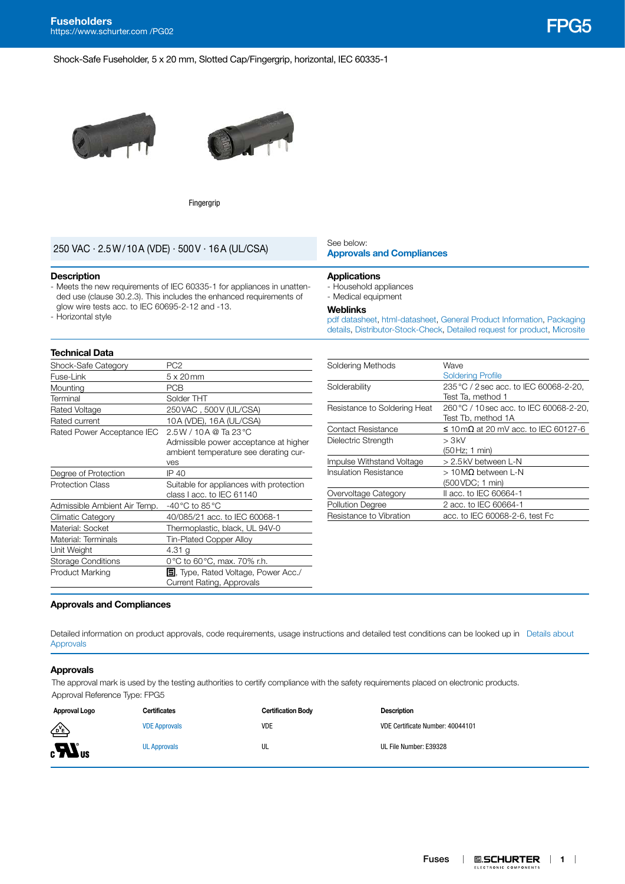# Fuseholders

https://www.schurter.com /PG02

## FPG5

Shock-Safe Fuseholder, 5 x 20 mm, Slotted Cap/Fingergrip, horizontal, IEC 60335-1

Fingergrip

250 VAC · 2.5 W / 10 A (VDE) · 500 V · 16 A (UL/CSA)

See below:
**Approvals and Compliances**

### Description

- Meets the new requirements of IEC 60335-1 for appliances in unattended use (clause 30.2.3). This includes the enhanced requirements of glow wire tests acc. to IEC 60695-2-12 and -13.
- Horizontal style

### Applications

- Household appliances
- Medical equipment

### Weblinks

pdf datasheet, html-datasheet, General Product Information, Packaging details, Distributor-Stock-Check, Detailed request for product, Microsite

### Technical Data

| | |
|---|---|
| Shock-Safe Category | PC2 |
| Fuse-Link | 5 x 20 mm |
| Mounting | PCB |
| Terminal | Solder THT |
| Rated Voltage | 250 VAC , 500 V (UL/CSA) |
| Rated current | 10 A (VDE), 16 A (UL/CSA) |
| Rated Power Acceptance IEC | 2.5 W / 10 A @ Ta 23 °C<br>Admissible power acceptance at higher ambient temperature see derating curves |
| Degree of Protection | IP 40 |
| Protection Class | Suitable for appliances with protection class I acc. to IEC 61140 |
| Admissible Ambient Air Temp. | -40 °C to 85 °C |
| Climatic Category | 40/085/21 acc. to IEC 60068-1 |
| Material: Socket | Thermoplastic, black, UL 94V-0 |
| Material: Terminals | Tin-Plated Copper Alloy |
| Unit Weight | 4.31 g |
| Storage Conditions | 0 °C to 60 °C, max. 70% r.h. |
| Product Marking | Logo, Type, Rated Voltage, Power Acc./ Current Rating, Approvals |

| | |
|---|---|
| Soldering Methods | Wave<br>Soldering Profile |
| Solderability | 235 °C / 2 sec acc. to IEC 60068-2-20, Test Ta, method 1 |
| Resistance to Soldering Heat | 260 °C / 10 sec acc. to IEC 60068-2-20, Test Tb, method 1A |
| Contact Resistance | ≤ 10 mΩ at 20 mV acc. to IEC 60127-6 |
| Dielectric Strength | > 3 kV<br>(50 Hz; 1 min) |
| Impulse Withstand Voltage | > 2.5 kV between L-N |
| Insulation Resistance | > 10 MΩ between L-N<br>(500 VDC; 1 min) |
| Overvoltage Category | II acc. to IEC 60664-1 |
| Pollution Degree | 2 acc. to IEC 60664-1 |
| Resistance to Vibration | acc. to IEC 60068-2-6, test Fc |

### Approvals and Compliances

Detailed information on product approvals, code requirements, usage instructions and detailed test conditions can be looked up in Details about Approvals

### Approvals

The approval mark is used by the testing authorities to certify compliance with the safety requirements placed on electronic products.
Approval Reference Type: FPG5

| Approval Logo | Certificates | Certification Body | Description |
|---|---|---|---|
| VDE | VDE Approvals | VDE | VDE Certificate Number: 40044101 |
| cULus | UL Approvals | UL | UL File Number: E39328 |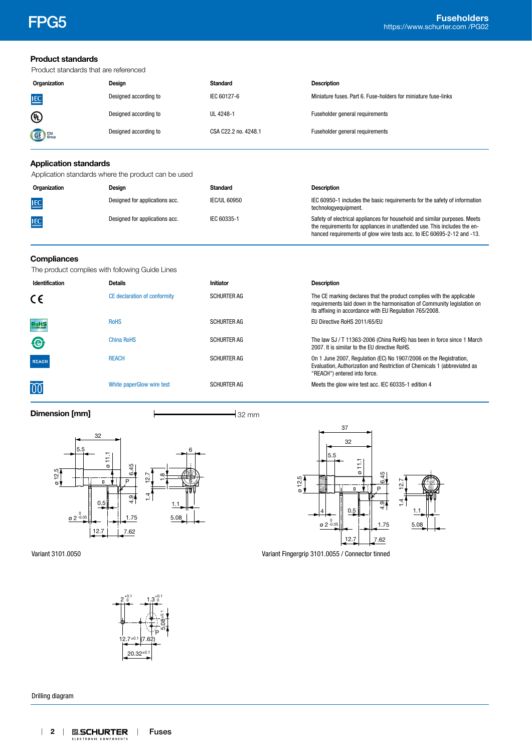## Product standards

Product standards that are referenced

| Organization | Design | Standard | Description |
|---|---|---|---|
| IEC | Designed according to | IEC 60127-6 | Miniature fuses. Part 6. Fuse-holders for miniature fuse-links |
| UL | Designed according to | UL 4248-1 | Fuseholder general requirements |
| CSA Group | Designed according to | CSA C22.2 no. 4248.1 | Fuseholder general requirements |

## Application standards

Application standards where the product can be used

| Organization | Design | Standard | Description |
|---|---|---|---|
| IEC | Designed for applications acc. | IEC/UL 60950 | IEC 60950-1 includes the basic requirements for the safety of information technologyequipment. |
| IEC | Designed for applications acc. | IEC 60335-1 | Safety of electrical appliances for household and similar purposes. Meets the requirements for appliances in unattended use. This includes the enhanced requirements of glow wire tests acc. to IEC 60695-2-12 and -13. |

## Compliances

The product complies with following Guide Lines

| Identification | Details | Initiator | Description |
|---|---|---|---|
| CE | CE declaration of conformity | SCHURTER AG | The CE marking declares that the product complies with the applicable requirements laid down in the harmonisation of Community legislation on its affixing in accordance with EU Regulation 765/2008. |
| RoHS | RoHS | SCHURTER AG | EU Directive RoHS 2011/65/EU |
| China RoHS | China RoHS | SCHURTER AG | The law SJ / T 11363-2006 (China RoHS) has been in force since 1 March 2007. It is similar to the EU directive RoHS. |
| REACH | REACH | SCHURTER AG | On 1 June 2007, Regulation (EC) No 1907/2006 on the Registration, Evaluation, Authorization and Restriction of Chemicals 1 (abbreviated as "REACH") entered into force. |
| White paperGlow wire test | White paperGlow wire test | SCHURTER AG | Meets the glow wire test acc. IEC 60335-1 edition 4 |

## Dimension [mm]

32 mm

Variant 3101.0050

Variant Fingergrip 3101.0055 / Connector tinned

Drilling diagram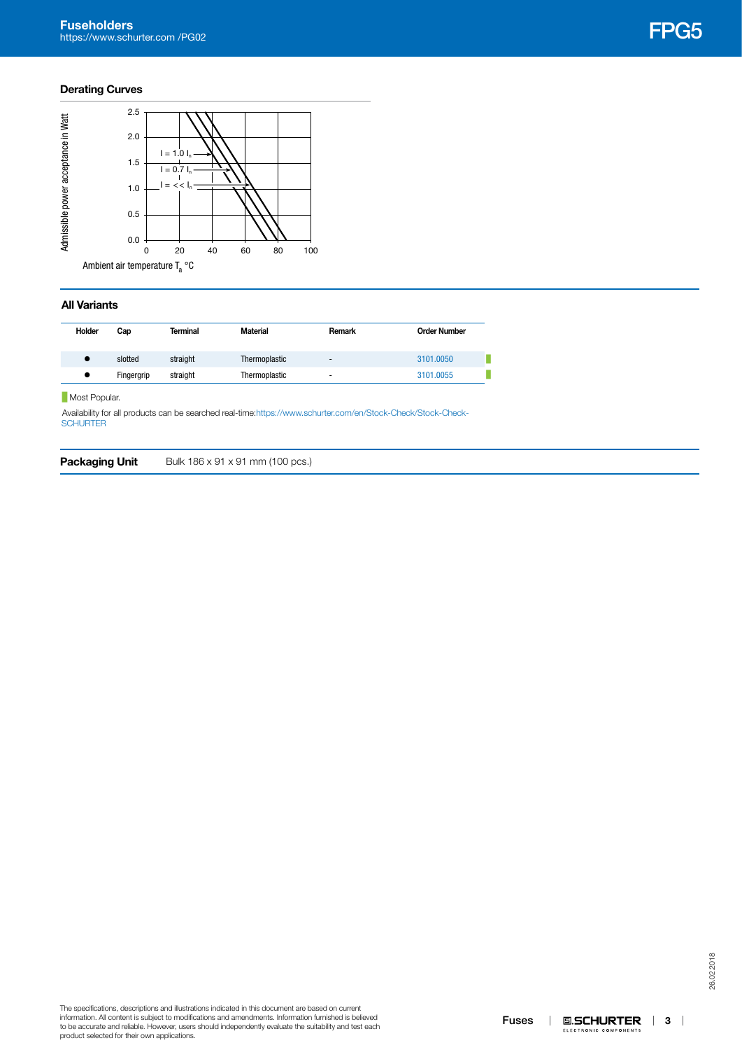## Derating Curves

Admissible power acceptance in Watt

2.5
2.0
1.5
1.0
0.5
0.0

0 20 40 60 80 100

$I = 1.0\ I_n$
$I = 0.7\ I_n$
$I = << I_n$

Ambient air temperature $T_a$ °C

## All Variants

| Holder | Cap | Terminal | Material | Remark | Order Number |
|---|---|---|---|---|---|
| ● | slotted | straight | Thermoplastic | - | 3101.0050 |
| ● | Fingergrip | straight | Thermoplastic | - | 3101.0055 |

Most Popular.

Availability for all products can be searched real-time:https://www.schurter.com/en/Stock-Check/Stock-Check-SCHURTER

**Packaging Unit** Bulk 186 x 91 x 91 mm (100 pcs.)

26.02.2018

The specifications, descriptions and illustrations indicated in this document are based on current information. All content is subject to modifications and amendments. Information furnished is believed to be accurate and reliable. However, users should independently evaluate the suitability and test each product selected for their own applications.